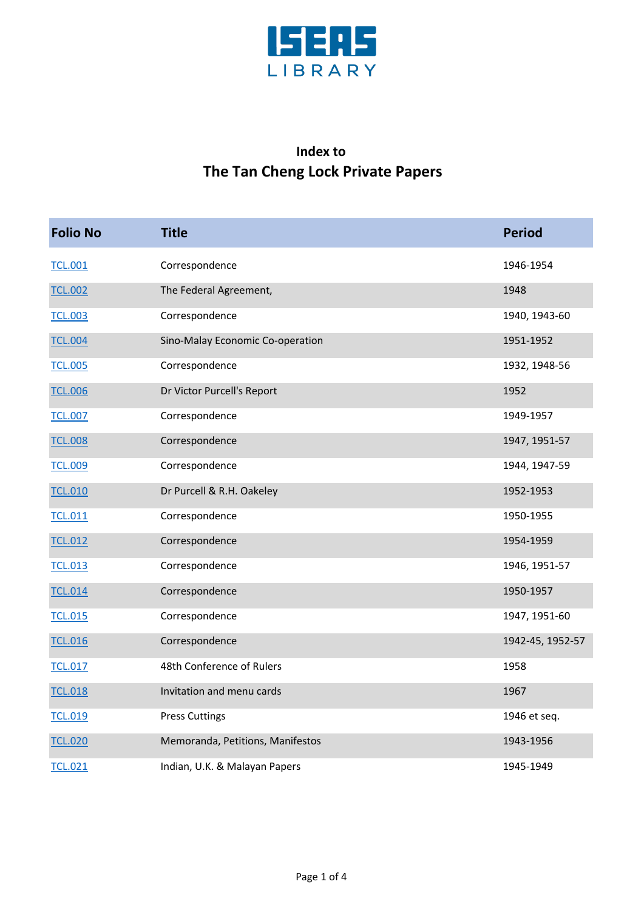ISEAS LIBRARY

## Index to
# The Tan Cheng Lock Private Papers

| Folio No | Title | Period |
|---|---|---|
| TCL.001 | Correspondence | 1946-1954 |
| TCL.002 | The Federal Agreement, | 1948 |
| TCL.003 | Correspondence | 1940, 1943-60 |
| TCL.004 | Sino-Malay Economic Co-operation | 1951-1952 |
| TCL.005 | Correspondence | 1932, 1948-56 |
| TCL.006 | Dr Victor Purcell's Report | 1952 |
| TCL.007 | Correspondence | 1949-1957 |
| TCL.008 | Correspondence | 1947, 1951-57 |
| TCL.009 | Correspondence | 1944, 1947-59 |
| TCL.010 | Dr Purcell & R.H. Oakeley | 1952-1953 |
| TCL.011 | Correspondence | 1950-1955 |
| TCL.012 | Correspondence | 1954-1959 |
| TCL.013 | Correspondence | 1946, 1951-57 |
| TCL.014 | Correspondence | 1950-1957 |
| TCL.015 | Correspondence | 1947, 1951-60 |
| TCL.016 | Correspondence | 1942-45, 1952-57 |
| TCL.017 | 48th Conference of Rulers | 1958 |
| TCL.018 | Invitation and menu cards | 1967 |
| TCL.019 | Press Cuttings | 1946 et seq. |
| TCL.020 | Memoranda, Petitions, Manifestos | 1943-1956 |
| TCL.021 | Indian, U.K. & Malayan Papers | 1945-1949 |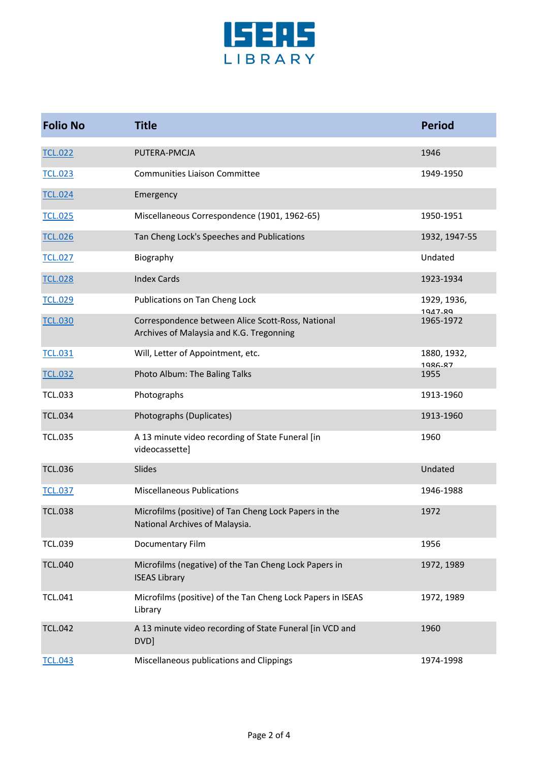| Folio No | Title | Period |
|---|---|---|
| TCL.022 | PUTERA-PMCJA | 1946 |
| TCL.023 | Communities Liaison Committee | 1949-1950 |
| TCL.024 | Emergency | |
| TCL.025 | Miscellaneous Correspondence (1901, 1962-65) | 1950-1951 |
| TCL.026 | Tan Cheng Lock's Speeches and Publications | 1932, 1947-55 |
| TCL.027 | Biography | Undated |
| TCL.028 | Index Cards | 1923-1934 |
| TCL.029 | Publications on Tan Cheng Lock | 1929, 1936, 1947-89 |
| TCL.030 | Correspondence between Alice Scott-Ross, National Archives of Malaysia and K.G. Tregonning | 1965-1972 |
| TCL.031 | Will, Letter of Appointment, etc. | 1880, 1932, 1986-87 |
| TCL.032 | Photo Album: The Baling Talks | 1955 |
| TCL.033 | Photographs | 1913-1960 |
| TCL.034 | Photographs (Duplicates) | 1913-1960 |
| TCL.035 | A 13 minute video recording of State Funeral [in videocassette] | 1960 |
| TCL.036 | Slides | Undated |
| TCL.037 | Miscellaneous Publications | 1946-1988 |
| TCL.038 | Microfilms (positive) of Tan Cheng Lock Papers in the National Archives of Malaysia. | 1972 |
| TCL.039 | Documentary Film | 1956 |
| TCL.040 | Microfilms (negative) of the Tan Cheng Lock Papers in ISEAS Library | 1972, 1989 |
| TCL.041 | Microfilms (positive) of the Tan Cheng Lock Papers in ISEAS Library | 1972, 1989 |
| TCL.042 | A 13 minute video recording of State Funeral [in VCD and DVD] | 1960 |
| TCL.043 | Miscellaneous publications and Clippings | 1974-1998 |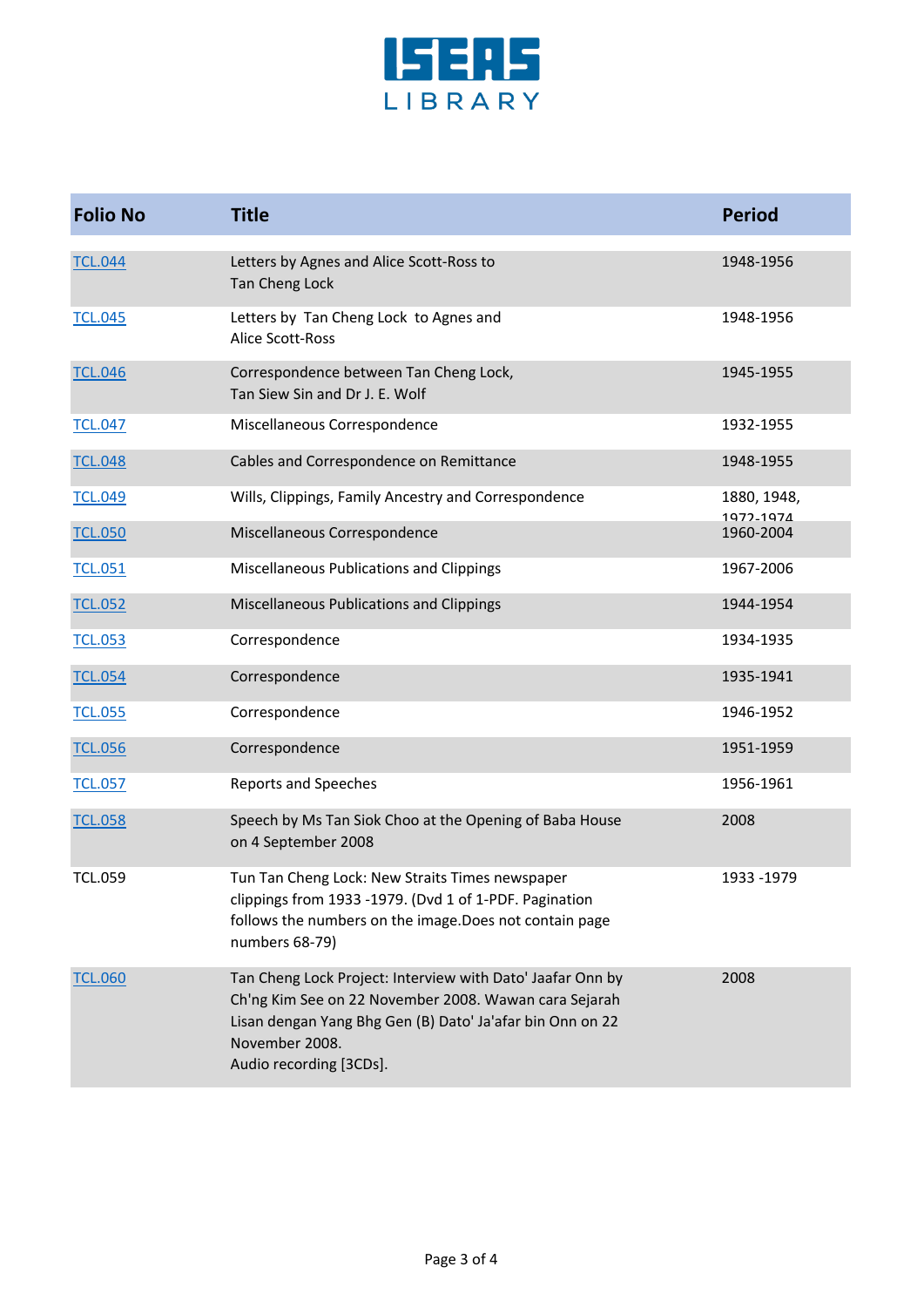| Folio No | Title | Period |
|---|---|---|
| TCL.044 | Letters by Agnes and Alice Scott-Ross to Tan Cheng Lock | 1948-1956 |
| TCL.045 | Letters by Tan Cheng Lock to Agnes and Alice Scott-Ross | 1948-1956 |
| TCL.046 | Correspondence between Tan Cheng Lock, Tan Siew Sin and Dr J. E. Wolf | 1945-1955 |
| TCL.047 | Miscellaneous Correspondence | 1932-1955 |
| TCL.048 | Cables and Correspondence on Remittance | 1948-1955 |
| TCL.049 | Wills, Clippings, Family Ancestry and Correspondence | 1880, 1948, 1972-1974 |
| TCL.050 | Miscellaneous Correspondence | 1960-2004 |
| TCL.051 | Miscellaneous Publications and Clippings | 1967-2006 |
| TCL.052 | Miscellaneous Publications and Clippings | 1944-1954 |
| TCL.053 | Correspondence | 1934-1935 |
| TCL.054 | Correspondence | 1935-1941 |
| TCL.055 | Correspondence | 1946-1952 |
| TCL.056 | Correspondence | 1951-1959 |
| TCL.057 | Reports and Speeches | 1956-1961 |
| TCL.058 | Speech by Ms Tan Siok Choo at the Opening of Baba House on 4 September 2008 | 2008 |
| TCL.059 | Tun Tan Cheng Lock: New Straits Times newspaper clippings from 1933 -1979. (Dvd 1 of 1-PDF. Pagination follows the numbers on the image.Does not contain page numbers 68-79) | 1933 -1979 |
| TCL.060 | Tan Cheng Lock Project: Interview with Dato' Jaafar Onn by Ch'ng Kim See on 22 November 2008. Wawan cara Sejarah Lisan dengan Yang Bhg Gen (B) Dato' Ja'afar bin Onn on 22 November 2008. Audio recording [3CDs]. | 2008 |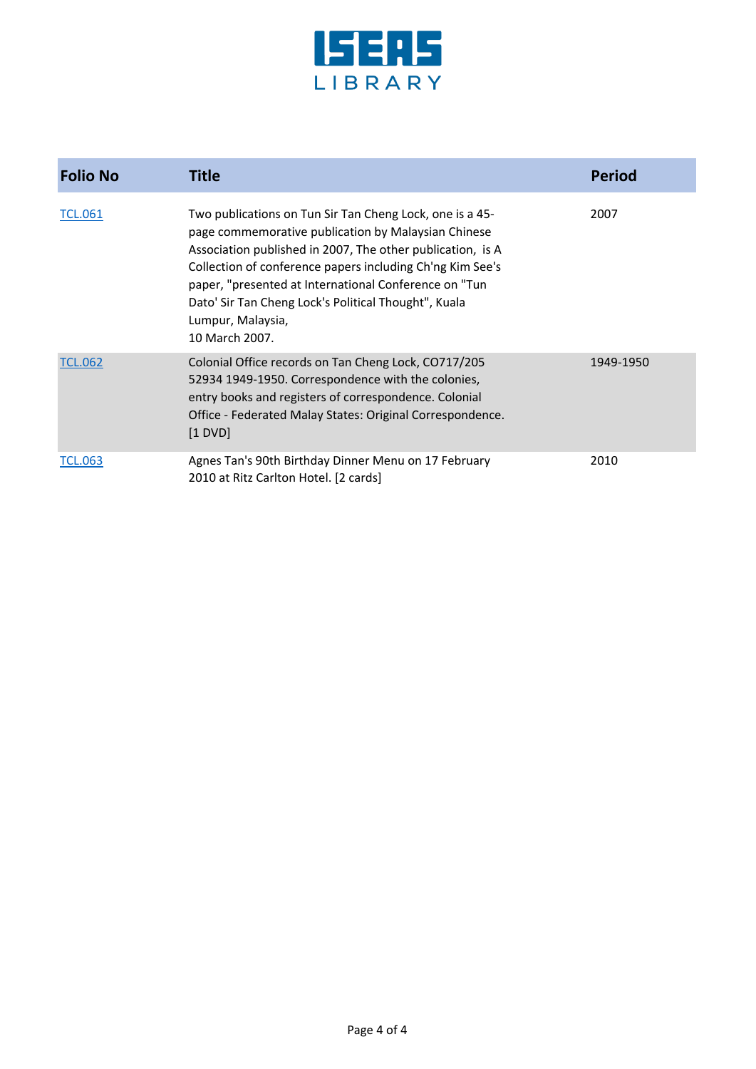| Folio No | Title | Period |
| --- | --- | --- |
| TCL.061 | Two publications on Tun Sir Tan Cheng Lock, one is a 45-page commemorative publication by Malaysian Chinese Association published in 2007, The other publication, is A Collection of conference papers including Ch'ng Kim See's paper, "presented at International Conference on "Tun Dato' Sir Tan Cheng Lock's Political Thought", Kuala Lumpur, Malaysia, 10 March 2007. | 2007 |
| TCL.062 | Colonial Office records on Tan Cheng Lock, CO717/205 52934 1949-1950. Correspondence with the colonies, entry books and registers of correspondence. Colonial Office - Federated Malay States: Original Correspondence. [1 DVD] | 1949-1950 |
| TCL.063 | Agnes Tan's 90th Birthday Dinner Menu on 17 February 2010 at Ritz Carlton Hotel. [2 cards] | 2010 |